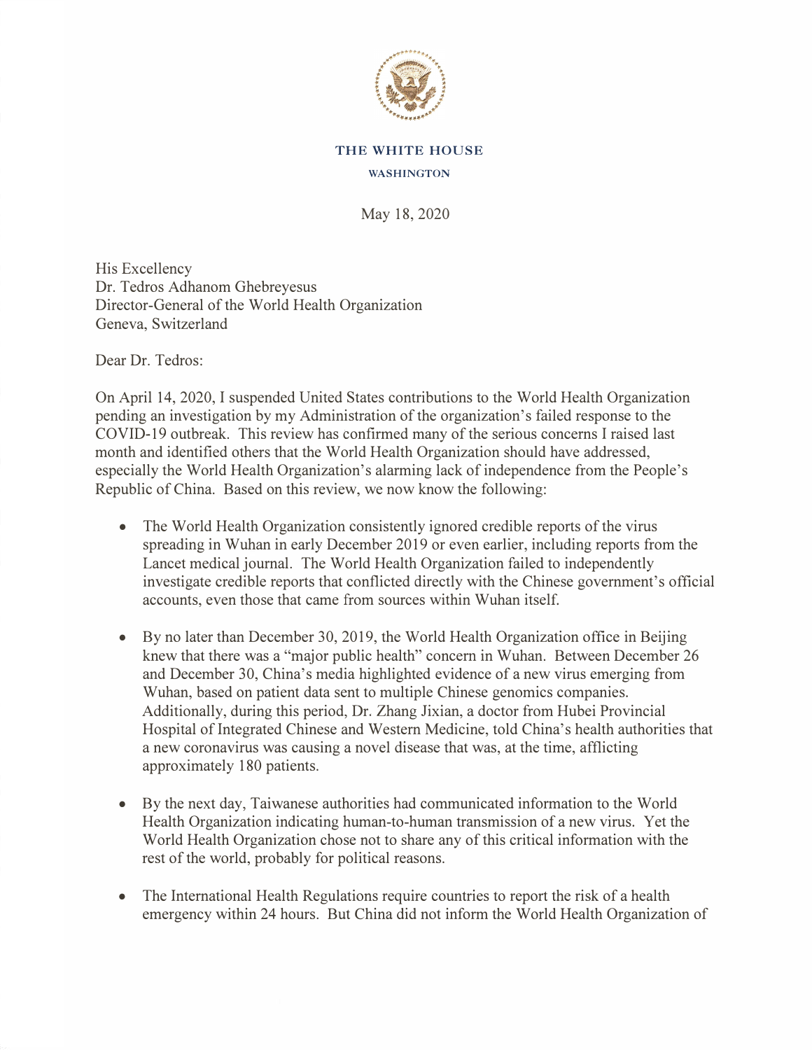**THE WHITE HOUSE**

**WASHINGTON**

May 18, 2020

His Excellency  
Dr. Tedros Adhanom Ghebreyesus  
Director-General of the World Health Organization  
Geneva, Switzerland

Dear Dr. Tedros:

On April 14, 2020, I suspended United States contributions to the World Health Organization pending an investigation by my Administration of the organization's failed response to the COVID-19 outbreak. This review has confirmed many of the serious concerns I raised last month and identified others that the World Health Organization should have addressed, especially the World Health Organization's alarming lack of independence from the People's Republic of China. Based on this review, we now know the following:

- The World Health Organization consistently ignored credible reports of the virus spreading in Wuhan in early December 2019 or even earlier, including reports from the Lancet medical journal. The World Health Organization failed to independently investigate credible reports that conflicted directly with the Chinese government's official accounts, even those that came from sources within Wuhan itself.

- By no later than December 30, 2019, the World Health Organization office in Beijing knew that there was a "major public health" concern in Wuhan. Between December 26 and December 30, China's media highlighted evidence of a new virus emerging from Wuhan, based on patient data sent to multiple Chinese genomics companies. Additionally, during this period, Dr. Zhang Jixian, a doctor from Hubei Provincial Hospital of Integrated Chinese and Western Medicine, told China's health authorities that a new coronavirus was causing a novel disease that was, at the time, afflicting approximately 180 patients.

- By the next day, Taiwanese authorities had communicated information to the World Health Organization indicating human-to-human transmission of a new virus. Yet the World Health Organization chose not to share any of this critical information with the rest of the world, probably for political reasons.

- The International Health Regulations require countries to report the risk of a health emergency within 24 hours. But China did not inform the World Health Organization of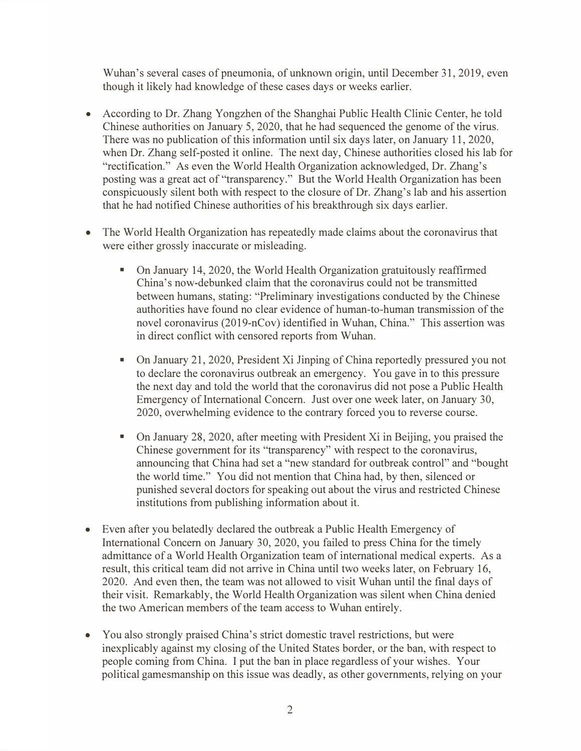Wuhan's several cases of pneumonia, of unknown origin, until December 31, 2019, even though it likely had knowledge of these cases days or weeks earlier.

- According to Dr. Zhang Yongzhen of the Shanghai Public Health Clinic Center, he told Chinese authorities on January 5, 2020, that he had sequenced the genome of the virus. There was no publication of this information until six days later, on January 11, 2020, when Dr. Zhang self-posted it online. The next day, Chinese authorities closed his lab for "rectification." As even the World Health Organization acknowledged, Dr. Zhang's posting was a great act of "transparency." But the World Health Organization has been conspicuously silent both with respect to the closure of Dr. Zhang's lab and his assertion that he had notified Chinese authorities of his breakthrough six days earlier.

- The World Health Organization has repeatedly made claims about the coronavirus that were either grossly inaccurate or misleading.

    - On January 14, 2020, the World Health Organization gratuitously reaffirmed China's now-debunked claim that the coronavirus could not be transmitted between humans, stating: "Preliminary investigations conducted by the Chinese authorities have found no clear evidence of human-to-human transmission of the novel coronavirus (2019-nCov) identified in Wuhan, China." This assertion was in direct conflict with censored reports from Wuhan.

    - On January 21, 2020, President Xi Jinping of China reportedly pressured you not to declare the coronavirus outbreak an emergency. You gave in to this pressure the next day and told the world that the coronavirus did not pose a Public Health Emergency of International Concern. Just over one week later, on January 30, 2020, overwhelming evidence to the contrary forced you to reverse course.

    - On January 28, 2020, after meeting with President Xi in Beijing, you praised the Chinese government for its "transparency" with respect to the coronavirus, announcing that China had set a "new standard for outbreak control" and "bought the world time." You did not mention that China had, by then, silenced or punished several doctors for speaking out about the virus and restricted Chinese institutions from publishing information about it.

- Even after you belatedly declared the outbreak a Public Health Emergency of International Concern on January 30, 2020, you failed to press China for the timely admittance of a World Health Organization team of international medical experts. As a result, this critical team did not arrive in China until two weeks later, on February 16, 2020. And even then, the team was not allowed to visit Wuhan until the final days of their visit. Remarkably, the World Health Organization was silent when China denied the two American members of the team access to Wuhan entirely.

- You also strongly praised China's strict domestic travel restrictions, but were inexplicably against my closing of the United States border, or the ban, with respect to people coming from China. I put the ban in place regardless of your wishes. Your political gamesmanship on this issue was deadly, as other governments, relying on your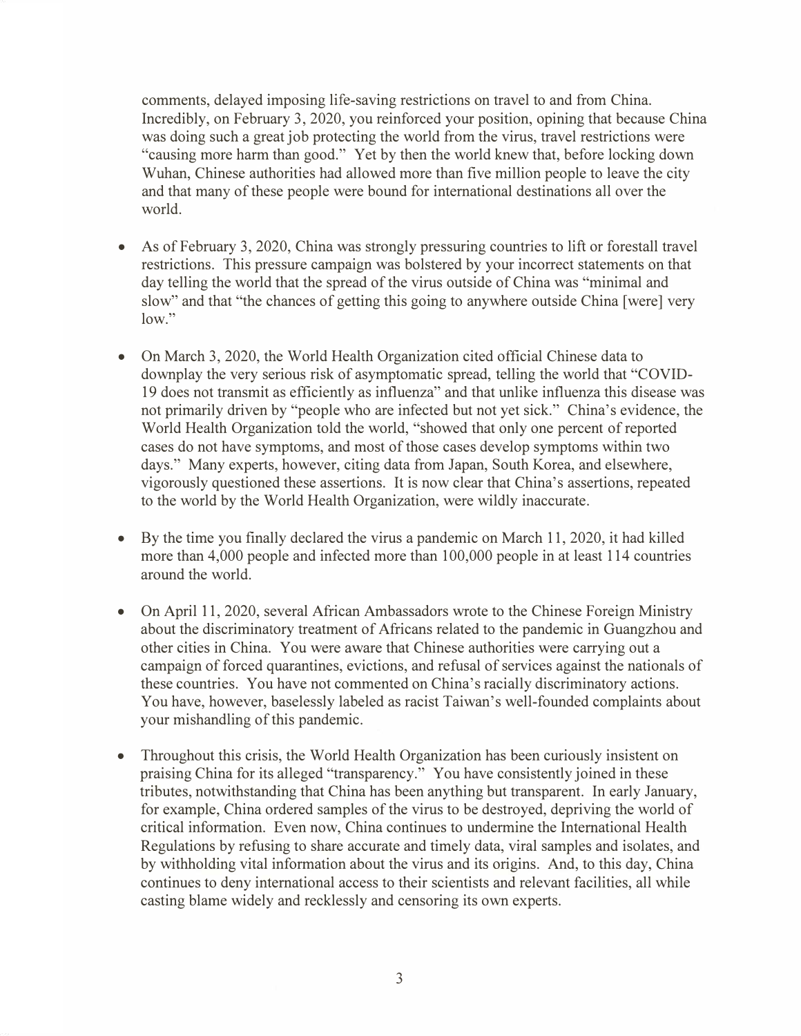comments, delayed imposing life-saving restrictions on travel to and from China. Incredibly, on February 3, 2020, you reinforced your position, opining that because China was doing such a great job protecting the world from the virus, travel restrictions were "causing more harm than good." Yet by then the world knew that, before locking down Wuhan, Chinese authorities had allowed more than five million people to leave the city and that many of these people were bound for international destinations all over the world.

- As of February 3, 2020, China was strongly pressuring countries to lift or forestall travel restrictions. This pressure campaign was bolstered by your incorrect statements on that day telling the world that the spread of the virus outside of China was "minimal and slow" and that "the chances of getting this going to anywhere outside China [were] very low."

- On March 3, 2020, the World Health Organization cited official Chinese data to downplay the very serious risk of asymptomatic spread, telling the world that "COVID-19 does not transmit as efficiently as influenza" and that unlike influenza this disease was not primarily driven by "people who are infected but not yet sick." China's evidence, the World Health Organization told the world, "showed that only one percent of reported cases do not have symptoms, and most of those cases develop symptoms within two days." Many experts, however, citing data from Japan, South Korea, and elsewhere, vigorously questioned these assertions. It is now clear that China's assertions, repeated to the world by the World Health Organization, were wildly inaccurate.

- By the time you finally declared the virus a pandemic on March 11, 2020, it had killed more than 4,000 people and infected more than 100,000 people in at least 114 countries around the world.

- On April 11, 2020, several African Ambassadors wrote to the Chinese Foreign Ministry about the discriminatory treatment of Africans related to the pandemic in Guangzhou and other cities in China. You were aware that Chinese authorities were carrying out a campaign of forced quarantines, evictions, and refusal of services against the nationals of these countries. You have not commented on China's racially discriminatory actions. You have, however, baselessly labeled as racist Taiwan's well-founded complaints about your mishandling of this pandemic.

- Throughout this crisis, the World Health Organization has been curiously insistent on praising China for its alleged "transparency." You have consistently joined in these tributes, notwithstanding that China has been anything but transparent. In early January, for example, China ordered samples of the virus to be destroyed, depriving the world of critical information. Even now, China continues to undermine the International Health Regulations by refusing to share accurate and timely data, viral samples and isolates, and by withholding vital information about the virus and its origins. And, to this day, China continues to deny international access to their scientists and relevant facilities, all while casting blame widely and recklessly and censoring its own experts.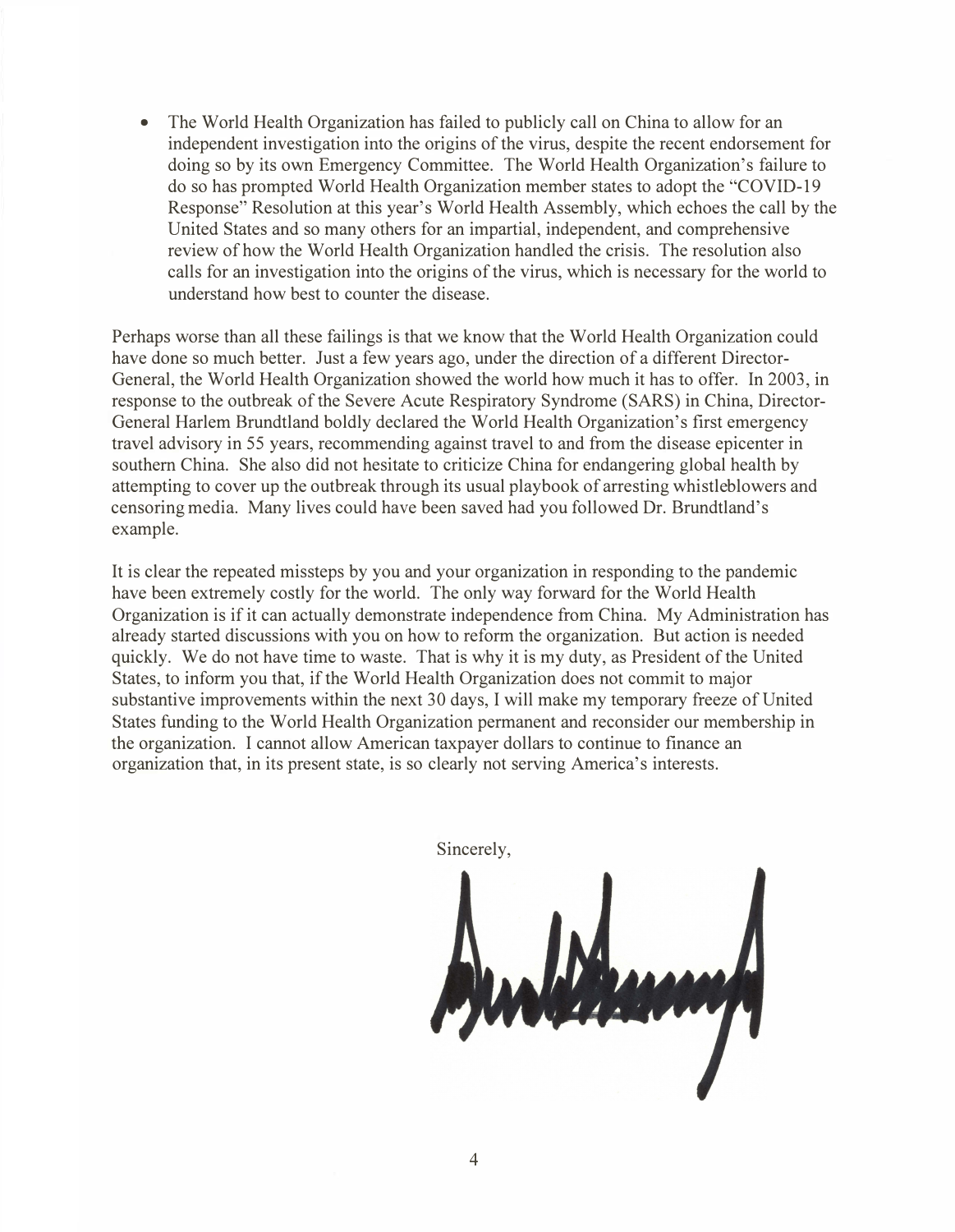- The World Health Organization has failed to publicly call on China to allow for an independent investigation into the origins of the virus, despite the recent endorsement for doing so by its own Emergency Committee. The World Health Organization's failure to do so has prompted World Health Organization member states to adopt the "COVID-19 Response" Resolution at this year's World Health Assembly, which echoes the call by the United States and so many others for an impartial, independent, and comprehensive review of how the World Health Organization handled the crisis. The resolution also calls for an investigation into the origins of the virus, which is necessary for the world to understand how best to counter the disease.

Perhaps worse than all these failings is that we know that the World Health Organization could have done so much better. Just a few years ago, under the direction of a different Director-General, the World Health Organization showed the world how much it has to offer. In 2003, in response to the outbreak of the Severe Acute Respiratory Syndrome (SARS) in China, Director-General Harlem Brundtland boldly declared the World Health Organization's first emergency travel advisory in 55 years, recommending against travel to and from the disease epicenter in southern China. She also did not hesitate to criticize China for endangering global health by attempting to cover up the outbreak through its usual playbook of arresting whistleblowers and censoring media. Many lives could have been saved had you followed Dr. Brundtland's example.

It is clear the repeated missteps by you and your organization in responding to the pandemic have been extremely costly for the world. The only way forward for the World Health Organization is if it can actually demonstrate independence from China. My Administration has already started discussions with you on how to reform the organization. But action is needed quickly. We do not have time to waste. That is why it is my duty, as President of the United States, to inform you that, if the World Health Organization does not commit to major substantive improvements within the next 30 days, I will make my temporary freeze of United States funding to the World Health Organization permanent and reconsider our membership in the organization. I cannot allow American taxpayer dollars to continue to finance an organization that, in its present state, is so clearly not serving America's interests.

Sincerely,